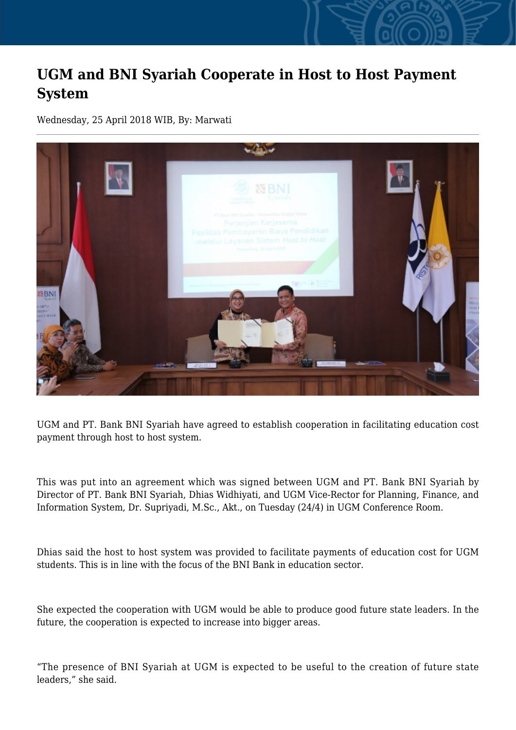# UGM and BNI Syariah Cooperate in Host to Host Payment System

Wednesday, 25 April 2018 WIB, By: Marwati

---

UGM and PT. Bank BNI Syariah have agreed to establish cooperation in facilitating education cost payment through host to host system.

This was put into an agreement which was signed between UGM and PT. Bank BNI Syariah by Director of PT. Bank BNI Syariah, Dhias Widhiyati, and UGM Vice-Rector for Planning, Finance, and Information System, Dr. Supriyadi, M.Sc., Akt., on Tuesday (24/4) in UGM Conference Room.

Dhias said the host to host system was provided to facilitate payments of education cost for UGM students. This is in line with the focus of the BNI Bank in education sector.

She expected the cooperation with UGM would be able to produce good future state leaders. In the future, the cooperation is expected to increase into bigger areas.

“The presence of BNI Syariah at UGM is expected to be useful to the creation of future state leaders,” she said.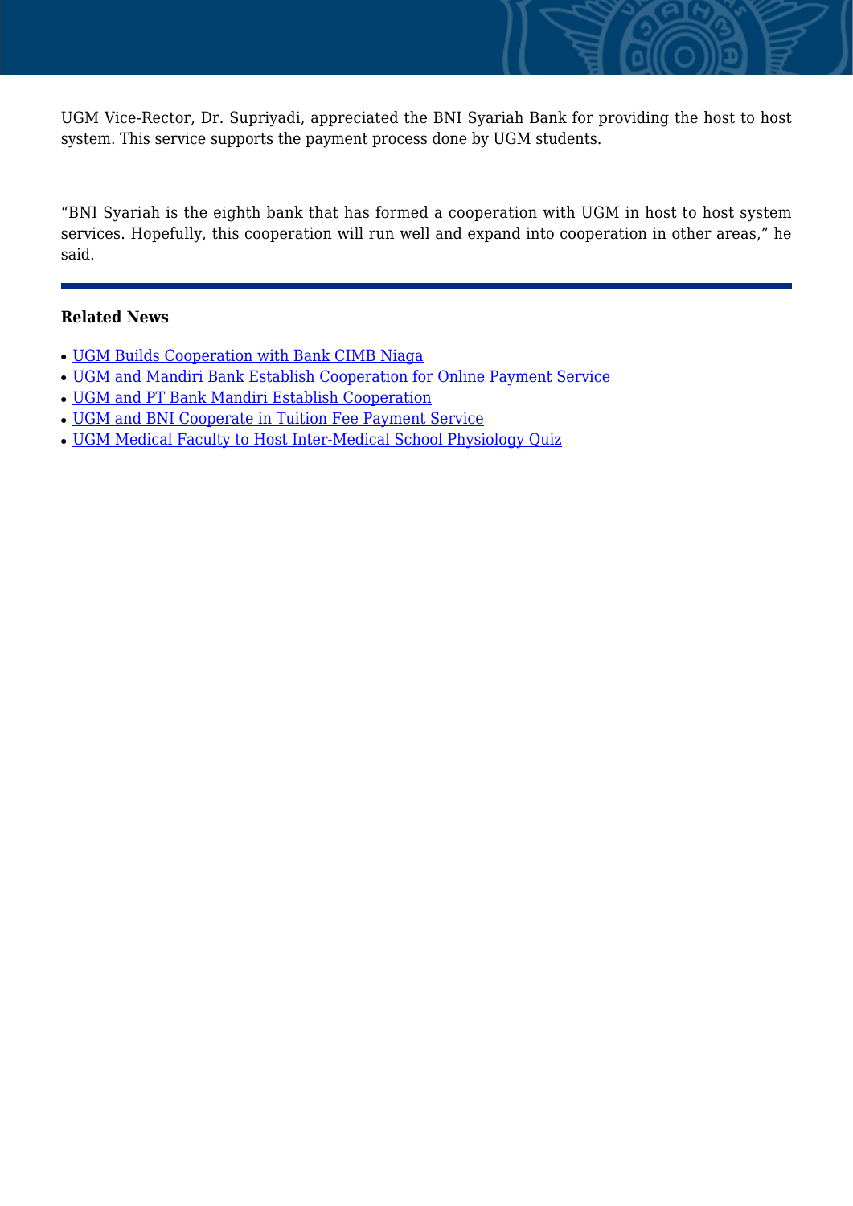UGM Vice-Rector, Dr. Supriyadi, appreciated the BNI Syariah Bank for providing the host to host system. This service supports the payment process done by UGM students.

"BNI Syariah is the eighth bank that has formed a cooperation with UGM in host to host system services. Hopefully, this cooperation will run well and expand into cooperation in other areas," he said.

---

**Related News**

- UGM Builds Cooperation with Bank CIMB Niaga
- UGM and Mandiri Bank Establish Cooperation for Online Payment Service
- UGM and PT Bank Mandiri Establish Cooperation
- UGM and BNI Cooperate in Tuition Fee Payment Service
- UGM Medical Faculty to Host Inter-Medical School Physiology Quiz